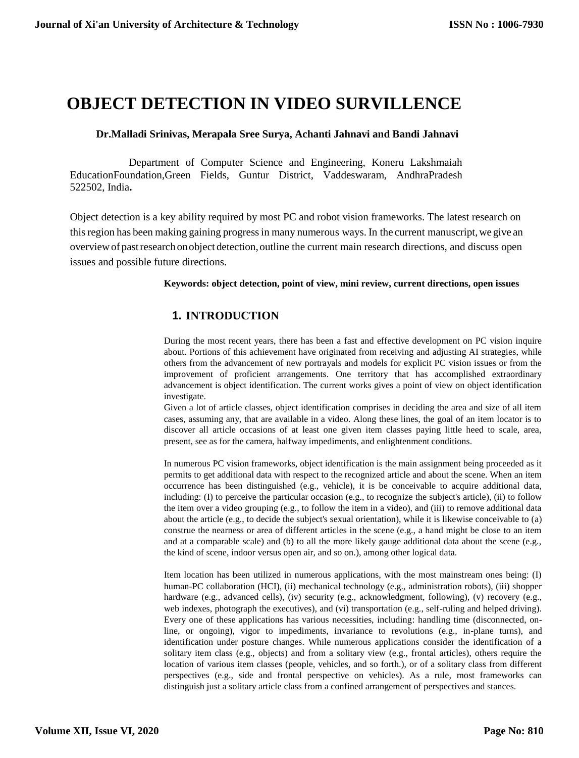# OBJECT DETECTION IN VIDEO SURVILLENCE

**Dr.Malladi Srinivas, Merapala Sree Surya, Achanti Jahnavi and Bandi Jahnavi**

Department of Computer Science and Engineering, Koneru Lakshmaiah EducationFoundation,Green Fields, Guntur District, Vaddeswaram, AndhraPradesh 522502, India**.**

Object detection is a key ability required by most PC and robot vision frameworks. The latest research on this region has been making gaining progress in many numerous ways. In the current manuscript, we give an overview of past research on object detection, outline the current main research directions, and discuss open issues and possible future directions.

**Keywords: object detection, point of view, mini review, current directions, open issues**

## 1. INTRODUCTION

During the most recent years, there has been a fast and effective development on PC vision inquire about. Portions of this achievement have originated from receiving and adjusting AI strategies, while others from the advancement of new portrayals and models for explicit PC vision issues or from the improvement of proficient arrangements. One territory that has accomplished extraordinary advancement is object identification. The current works gives a point of view on object identification investigate.

Given a lot of article classes, object identification comprises in deciding the area and size of all item cases, assuming any, that are available in a video. Along these lines, the goal of an item locator is to discover all article occasions of at least one given item classes paying little heed to scale, area, present, see as for the camera, halfway impediments, and enlightenment conditions.

In numerous PC vision frameworks, object identification is the main assignment being proceeded as it permits to get additional data with respect to the recognized article and about the scene. When an item occurrence has been distinguished (e.g., vehicle), it is be conceivable to acquire additional data, including: (I) to perceive the particular occasion (e.g., to recognize the subject's article), (ii) to follow the item over a video grouping (e.g., to follow the item in a video), and (iii) to remove additional data about the article (e.g., to decide the subject's sexual orientation), while it is likewise conceivable to (a) construe the nearness or area of different articles in the scene (e.g., a hand might be close to an item and at a comparable scale) and (b) to all the more likely gauge additional data about the scene (e.g., the kind of scene, indoor versus open air, and so on.), among other logical data.

Item location has been utilized in numerous applications, with the most mainstream ones being: (I) human-PC collaboration (HCI), (ii) mechanical technology (e.g., administration robots), (iii) shopper hardware (e.g., advanced cells), (iv) security (e.g., acknowledgment, following), (v) recovery (e.g., web indexes, photograph the executives), and (vi) transportation (e.g., self-ruling and helped driving). Every one of these applications has various necessities, including: handling time (disconnected, on-line, or ongoing), vigor to impediments, invariance to revolutions (e.g., in-plane turns), and identification under posture changes. While numerous applications consider the identification of a solitary item class (e.g., objects) and from a solitary view (e.g., frontal articles), others require the location of various item classes (people, vehicles, and so forth.), or of a solitary class from different perspectives (e.g., side and frontal perspective on vehicles). As a rule, most frameworks can distinguish just a solitary article class from a confined arrangement of perspectives and stances.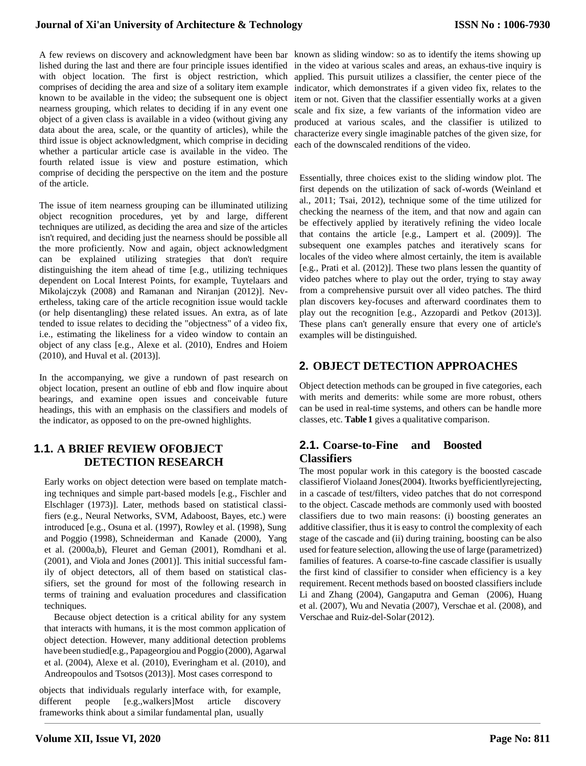A few reviews on discovery and acknowledgment have been bar lished during the last and there are four principle issues identified with object location. The first is object restriction, which comprises of deciding the area and size of a solitary item example known to be available in the video; the subsequent one is object nearness grouping, which relates to deciding if in any event one object of a given class is available in a video (without giving any data about the area, scale, or the quantity of articles), while the third issue is object acknowledgment, which comprise in deciding whether a particular article case is available in the video. The fourth related issue is view and posture estimation, which comprise of deciding the perspective on the item and the posture of the article.

The issue of item nearness grouping can be illuminated utilizing object recognition procedures, yet by and large, different techniques are utilized, as deciding the area and size of the articles isn't required, and deciding just the nearness should be possible all the more proficiently. Now and again, object acknowledgment can be explained utilizing strategies that don't require distinguishing the item ahead of time [e.g., utilizing techniques dependent on Local Interest Points, for example, Tuytelaars and Mikolajczyk (2008) and Ramanan and Niranjan (2012)]. Nevertheless, taking care of the article recognition issue would tackle (or help disentangling) these related issues. An extra, as of late tended to issue relates to deciding the "objectness" of a video fix, i.e., estimating the likeliness for a video window to contain an object of any class [e.g., Alexe et al. (2010), Endres and Hoiem (2010), and Huval et al. (2013)].

In the accompanying, we give a rundown of past research on object location, present an outline of ebb and flow inquire about bearings, and examine open issues and conceivable future headings, this with an emphasis on the classifiers and models of the indicator, as opposed to on the pre-owned highlights.

## 1.1. A BRIEF REVIEW OFOBJECT DETECTION RESEARCH

Early works on object detection were based on template matching techniques and simple part-based models [e.g., Fischler and Elschlager (1973)]. Later, methods based on statistical classifiers (e.g., Neural Networks, SVM, Adaboost, Bayes, etc.) were introduced [e.g., Osuna et al. (1997), Rowley et al. (1998), Sung and Poggio (1998), Schneiderman and Kanade (2000), Yang et al. (2000a,b), Fleuret and Geman (2001), Romdhani et al. (2001), and Viola and Jones (2001)]. This initial successful family of object detectors, all of them based on statistical classifiers, set the ground for most of the following research in terms of training and evaluation procedures and classification techniques.

Because object detection is a critical ability for any system that interacts with humans, it is the most common application of object detection. However, many additional detection problems have been studied[e.g., Papageorgiou and Poggio (2000), Agarwal et al. (2004), Alexe et al. (2010), Everingham et al. (2010), and Andreopoulos and Tsotsos (2013)]. Most cases correspond to objects that individuals regularly interface with, for example, different people [e.g.,walkers]Most article discovery frameworks think about a similar fundamental plan, usually known as sliding window: so as to identify the items showing up in the video at various scales and areas, an exhaus-tive inquiry is applied. This pursuit utilizes a classifier, the center piece of the indicator, which demonstrates if a given video fix, relates to the item or not. Given that the classifier essentially works at a given scale and fix size, a few variants of the information video are produced at various scales, and the classifier is utilized to characterize every single imaginable patches of the given size, for each of the downscaled renditions of the video.

Essentially, three choices exist to the sliding window plot. The first depends on the utilization of sack of-words (Weinland et al., 2011; Tsai, 2012), technique some of the time utilized for checking the nearness of the item, and that now and again can be effectively applied by iteratively refining the video locale that contains the article [e.g., Lampert et al. (2009)]. The subsequent one examples patches and iteratively scans for locales of the video where almost certainly, the item is available [e.g., Prati et al. (2012)]. These two plans lessen the quantity of video patches where to play out the order, trying to stay away from a comprehensive pursuit over all video patches. The third plan discovers key-focuses and afterward coordinates them to play out the recognition [e.g., Azzopardi and Petkov (2013)]. These plans can't generally ensure that every one of article's examples will be distinguished.

## 2. OBJECT DETECTION APPROACHES

Object detection methods can be grouped in five categories, each with merits and demerits: while some are more robust, others can be used in real-time systems, and others can be handle more classes, etc. **Table 1** gives a qualitative comparison.

### 2.1. Coarse-to-Fine and Boosted Classifiers

The most popular work in this category is the boosted cascade classifierof Violaand Jones(2004). Itworks byefficientlyrejecting, in a cascade of test/filters, video patches that do not correspond to the object. Cascade methods are commonly used with boosted classifiers due to two main reasons: (i) boosting generates an additive classifier, thus it is easy to control the complexity of each stage of the cascade and (ii) during training, boosting can be also used for feature selection, allowing the use of large (parametrized) families of features. A coarse-to-fine cascade classifier is usually the first kind of classifier to consider when efficiency is a key requirement. Recent methods based on boosted classifiers include Li and Zhang (2004), Gangaputra and Geman (2006), Huang et al. (2007), Wu and Nevatia (2007), Verschae et al. (2008), and Verschae and Ruiz-del-Solar (2012).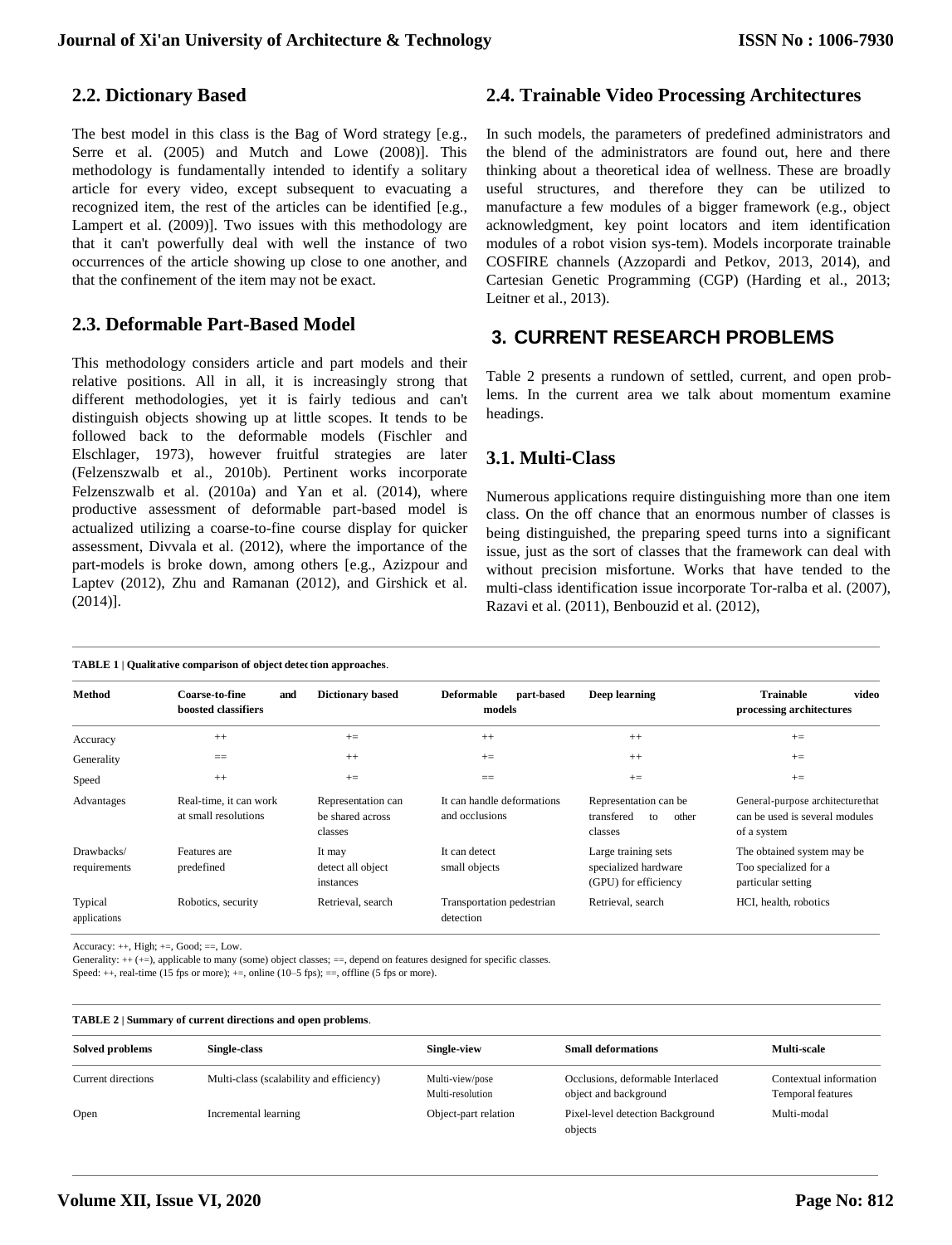## 2.2. Dictionary Based

The best model in this class is the Bag of Word strategy [e.g., Serre et al. (2005) and Mutch and Lowe (2008)]. This methodology is fundamentally intended to identify a solitary article for every video, except subsequent to evacuating a recognized item, the rest of the articles can be identified [e.g., Lampert et al. (2009)]. Two issues with this methodology are that it can't powerfully deal with well the instance of two occurrences of the article showing up close to one another, and that the confinement of the item may not be exact.

## 2.3. Deformable Part-Based Model

This methodology considers article and part models and their relative positions. All in all, it is increasingly strong that different methodologies, yet it is fairly tedious and can't distinguish objects showing up at little scopes. It tends to be followed back to the deformable models (Fischler and Elschlager, 1973), however fruitful strategies are later (Felzenszwalb et al., 2010b). Pertinent works incorporate Felzenszwalb et al. (2010a) and Yan et al. (2014), where productive assessment of deformable part-based model is actualized utilizing a coarse-to-fine course display for quicker assessment, Divvala et al. (2012), where the importance of the part-models is broke down, among others [e.g., Azizpour and Laptev (2012), Zhu and Ramanan (2012), and Girshick et al. (2014)].

## 2.4. Trainable Video Processing Architectures

In such models, the parameters of predefined administrators and the blend of the administrators are found out, here and there thinking about a theoretical idea of wellness. These are broadly useful structures, and therefore they can be utilized to manufacture a few modules of a bigger framework (e.g., object acknowledgment, key point locators and item identification modules of a robot vision sys-tem). Models incorporate trainable COSFIRE channels (Azzopardi and Petkov, 2013, 2014), and Cartesian Genetic Programming (CGP) (Harding et al., 2013; Leitner et al., 2013).

## 3. CURRENT RESEARCH PROBLEMS

Table 2 presents a rundown of settled, current, and open prob-lems. In the current area we talk about momentum examine headings.

## 3.1. Multi-Class

Numerous applications require distinguishing more than one item class. On the off chance that an enormous number of classes is being distinguished, the preparing speed turns into a significant issue, just as the sort of classes that the framework can deal with without precision misfortune. Works that have tended to the multi-class identification issue incorporate Tor-ralba et al. (2007), Razavi et al. (2011), Benbouzid et al. (2012),

**TABLE 1 | Qualitative comparison of object detection approaches**.

| Method | Coarse-to-fine and boosted classifiers | Dictionary based | Deformable part-based models | Deep learning | Trainable video processing architectures |
|---|---|---|---|---|---|
| Accuracy | ++ | += | ++ | ++ | += |
| Generality | == | ++ | += | ++ | += |
| Speed | ++ | += | == | += | += |
| Advantages | Real-time, it can work at small resolutions | Representation can be shared across classes | It can handle deformations and occlusions | Representation can be transfered to other classes | General-purpose architecture that can be used is several modules of a system |
| Drawbacks/ requirements | Features are predefined | It may detect all object instances | It can detect small objects | Large training sets specialized hardware (GPU) for efficiency | The obtained system may be Too specialized for a particular setting |
| Typical applications | Robotics, security | Retrieval, search | Transportation pedestrian detection | Retrieval, search | HCI, health, robotics |

Accuracy: ++, High; +=, Good; ==, Low.
Generality: ++ (+=), applicable to many (some) object classes; ==, depend on features designed for specific classes.
Speed: ++, real-time (15 fps or more); +=, online (10–5 fps); ==, offline (5 fps or more).

**TABLE 2 | Summary of current directions and open problems**.

| Solved problems | Single-class | Single-view | Small deformations | Multi-scale |
|---|---|---|---|---|
| Current directions | Multi-class (scalability and efficiency) | Multi-view/pose Multi-resolution | Occlusions, deformable Interlaced object and background | Contextual information Temporal features |
| Open | Incremental learning | Object-part relation | Pixel-level detection Background objects | Multi-modal |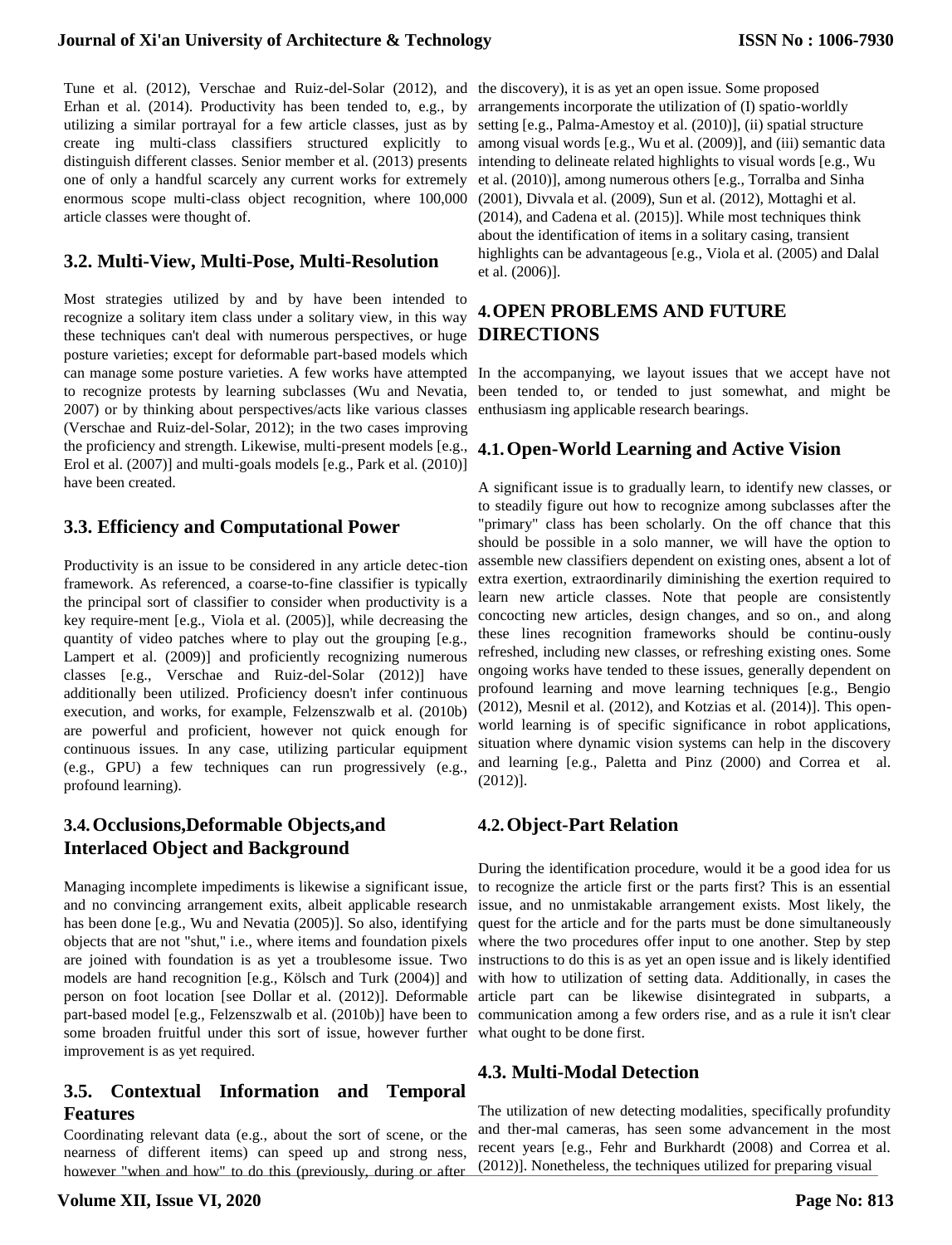Tune et al. (2012), Verschae and Ruiz-del-Solar (2012), and Erhan et al. (2014). Productivity has been tended to, e.g., by utilizing a similar portrayal for a few article classes, just as by create ing multi-class classifiers structured explicitly to distinguish different classes. Senior member et al. (2013) presents one of only a handful scarcely any current works for extremely enormous scope multi-class object recognition, where 100,000 article classes were thought of.

## 3.2. Multi-View, Multi-Pose, Multi-Resolution

Most strategies utilized by and by have been intended to recognize a solitary item class under a solitary view, in this way these techniques can't deal with numerous perspectives, or huge posture varieties; except for deformable part-based models which can manage some posture varieties. A few works have attempted to recognize protests by learning subclasses (Wu and Nevatia, 2007) or by thinking about perspectives/acts like various classes (Verschae and Ruiz-del-Solar, 2012); in the two cases improving the proficiency and strength. Likewise, multi-present models [e.g., Erol et al. (2007)] and multi-goals models [e.g., Park et al. (2010)] have been created.

## 3.3. Efficiency and Computational Power

Productivity is an issue to be considered in any article detec-tion framework. As referenced, a coarse-to-fine classifier is typically the principal sort of classifier to consider when productivity is a key require-ment [e.g., Viola et al. (2005)], while decreasing the quantity of video patches where to play out the grouping [e.g., Lampert et al. (2009)] and proficiently recognizing numerous classes [e.g., Verschae and Ruiz-del-Solar (2012)] have additionally been utilized. Proficiency doesn't infer continuous execution, and works, for example, Felzenszwalb et al. (2010b) are powerful and proficient, however not quick enough for continuous issues. In any case, utilizing particular equipment (e.g., GPU) a few techniques can run progressively (e.g., profound learning).

## 3.4. Occlusions,Deformable Objects,and Interlaced Object and Background

Managing incomplete impediments is likewise a significant issue, and no convincing arrangement exits, albeit applicable research has been done [e.g., Wu and Nevatia (2005)]. So also, identifying objects that are not "shut," i.e., where items and foundation pixels are joined with foundation is as yet a troublesome issue. Two models are hand recognition [e.g., Kölsch and Turk (2004)] and person on foot location [see Dollar et al. (2012)]. Deformable part-based model [e.g., Felzenszwalb et al. (2010b)] have been to some broaden fruitful under this sort of issue, however further improvement is as yet required.

## 3.5. Contextual Information and Temporal Features

Coordinating relevant data (e.g., about the sort of scene, or the nearness of different items) can speed up and strong ness, however "when and how" to do this (previously, during or after the discovery), it is as yet an open issue. Some proposed arrangements incorporate the utilization of (I) spatio-worldly setting [e.g., Palma-Amestoy et al. (2010)], (ii) spatial structure among visual words [e.g., Wu et al. (2009)], and (iii) semantic data intending to delineate related highlights to visual words [e.g., Wu et al. (2010)], among numerous others [e.g., Torralba and Sinha (2001), Divvala et al. (2009), Sun et al. (2012), Mottaghi et al. (2014), and Cadena et al. (2015)]. While most techniques think about the identification of items in a solitary casing, transient highlights can be advantageous [e.g., Viola et al. (2005) and Dalal et al. (2006)].

# 4. OPEN PROBLEMS AND FUTURE DIRECTIONS

In the accompanying, we layout issues that we accept have not been tended to, or tended to just somewhat, and might be enthusiasm ing applicable research bearings.

## 4.1. Open-World Learning and Active Vision

A significant issue is to gradually learn, to identify new classes, or to steadily figure out how to recognize among subclasses after the "primary" class has been scholarly. On the off chance that this should be possible in a solo manner, we will have the option to assemble new classifiers dependent on existing ones, absent a lot of extra exertion, extraordinarily diminishing the exertion required to learn new article classes. Note that people are consistently concocting new articles, design changes, and so on., and along these lines recognition frameworks should be continu-ously refreshed, including new classes, or refreshing existing ones. Some ongoing works have tended to these issues, generally dependent on profound learning and move learning techniques [e.g., Bengio (2012), Mesnil et al. (2012), and Kotzias et al. (2014)]. This open-world learning is of specific significance in robot applications, situation where dynamic vision systems can help in the discovery and learning [e.g., Paletta and Pinz (2000) and Correa et al. (2012)].

## 4.2. Object-Part Relation

During the identification procedure, would it be a good idea for us to recognize the article first or the parts first? This is an essential issue, and no unmistakable arrangement exists. Most likely, the quest for the article and for the parts must be done simultaneously where the two procedures offer input to one another. Step by step instructions to do this is as yet an open issue and is likely identified with how to utilization of setting data. Additionally, in cases the article part can be likewise disintegrated in subparts, a communication among a few orders rise, and as a rule it isn't clear what ought to be done first.

## 4.3. Multi-Modal Detection

The utilization of new detecting modalities, specifically profundity and ther-mal cameras, has seen some advancement in the most recent years [e.g., Fehr and Burkhardt (2008) and Correa et al. (2012)]. Nonetheless, the techniques utilized for preparing visual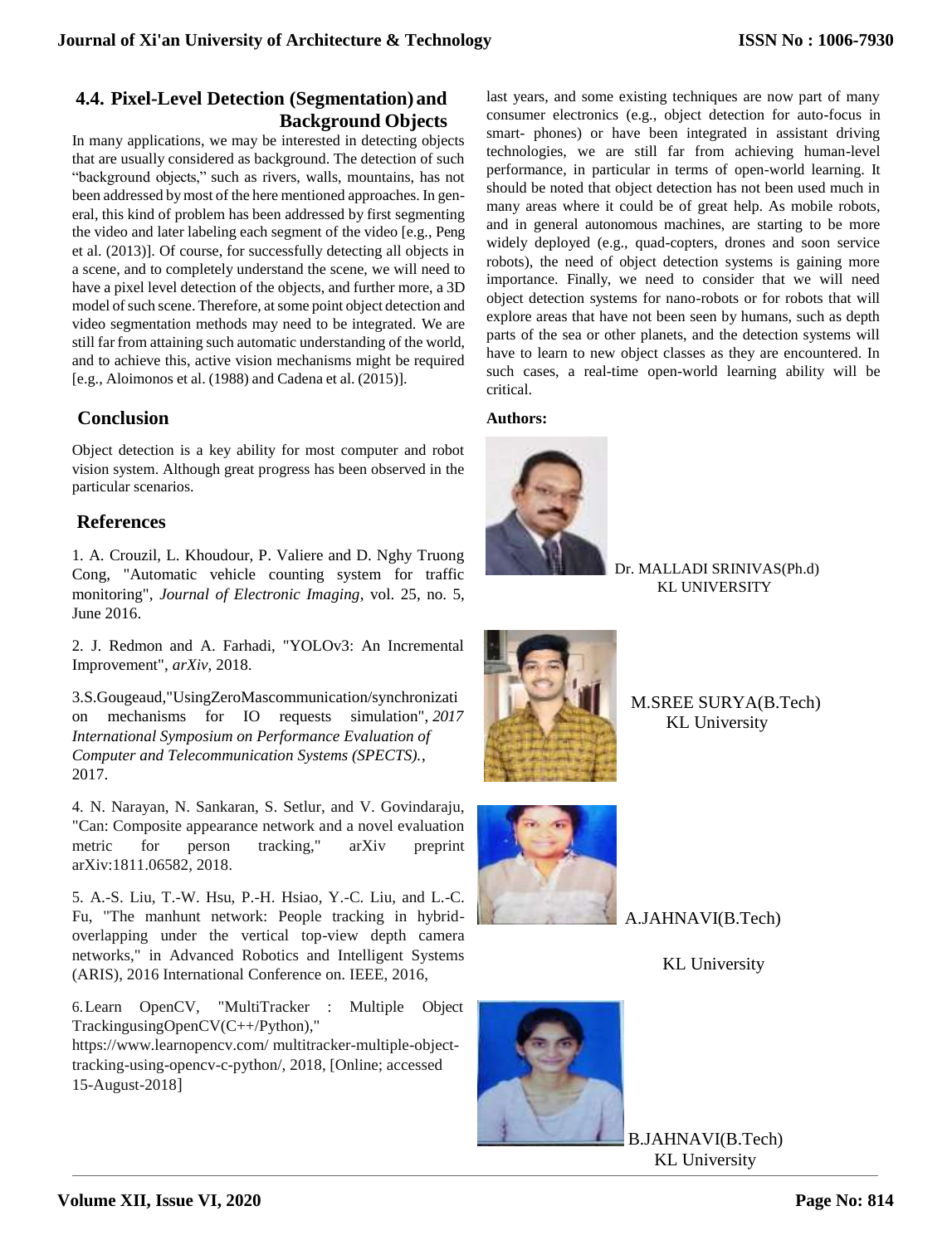## 4.4. Pixel-Level Detection (Segmentation) and Background Objects

In many applications, we may be interested in detecting objects that are usually considered as background. The detection of such "background objects," such as rivers, walls, mountains, has not been addressed by most of the here mentioned approaches. In general, this kind of problem has been addressed by first segmenting the video and later labeling each segment of the video [e.g., Peng et al. (2013)]. Of course, for successfully detecting all objects in a scene, and to completely understand the scene, we will need to have a pixel level detection of the objects, and further more, a 3D model of such scene. Therefore, at some point object detection and video segmentation methods may need to be integrated. We are still far from attaining such automatic understanding of the world, and to achieve this, active vision mechanisms might be required [e.g., Aloimonos et al. (1988) and Cadena et al. (2015)].

## Conclusion

Object detection is a key ability for most computer and robot vision system. Although great progress has been observed in the particular scenarios.

## References

1. A. Crouzil, L. Khoudour, P. Valiere and D. Nghy Truong Cong, "Automatic vehicle counting system for traffic monitoring", *Journal of Electronic Imaging*, vol. 25, no. 5, June 2016.

2. J. Redmon and A. Farhadi, "YOLOv3: An Incremental Improvement", *arXiv*, 2018.

3. S.Gougeaud,"UsingZeroMascommunication/synchronization mechanisms for IO requests simulation", *2017 International Symposium on Performance Evaluation of Computer and Telecommunication Systems (SPECTS).*, 2017.

4. N. Narayan, N. Sankaran, S. Setlur, and V. Govindaraju, "Can: Composite appearance network and a novel evaluation metric for person tracking," arXiv preprint arXiv:1811.06582, 2018.

5. A.-S. Liu, T.-W. Hsu, P.-H. Hsiao, Y.-C. Liu, and L.-C. Fu, "The manhunt network: People tracking in hybrid-overlapping under the vertical top-view depth camera networks," in Advanced Robotics and Intelligent Systems (ARIS), 2016 International Conference on. IEEE, 2016,

6. Learn OpenCV, "MultiTracker : Multiple Object TrackingusingOpenCV(C++/Python)," https://www.learnopencv.com/ multitracker-multiple-object-tracking-using-opencv-c-python/, 2018, [Online; accessed 15-August-2018]

last years, and some existing techniques are now part of many consumer electronics (e.g., object detection for auto-focus in smart- phones) or have been integrated in assistant driving technologies, we are still far from achieving human-level performance, in particular in terms of open-world learning. It should be noted that object detection has not been used much in many areas where it could be of great help. As mobile robots, and in general autonomous machines, are starting to be more widely deployed (e.g., quad-copters, drones and soon service robots), the need of object detection systems is gaining more importance. Finally, we need to consider that we will need object detection systems for nano-robots or for robots that will explore areas that have not been seen by humans, such as depth parts of the sea or other planets, and the detection systems will have to learn to new object classes as they are encountered. In such cases, a real-time open-world learning ability will be critical.

**Authors:**

Dr. MALLADI SRINIVAS(Ph.d)
KL UNIVERSITY

M.SREE SURYA(B.Tech)
KL University

A.JAHNAVI(B.Tech)
KL University

B.JAHNAVI(B.Tech)
KL University